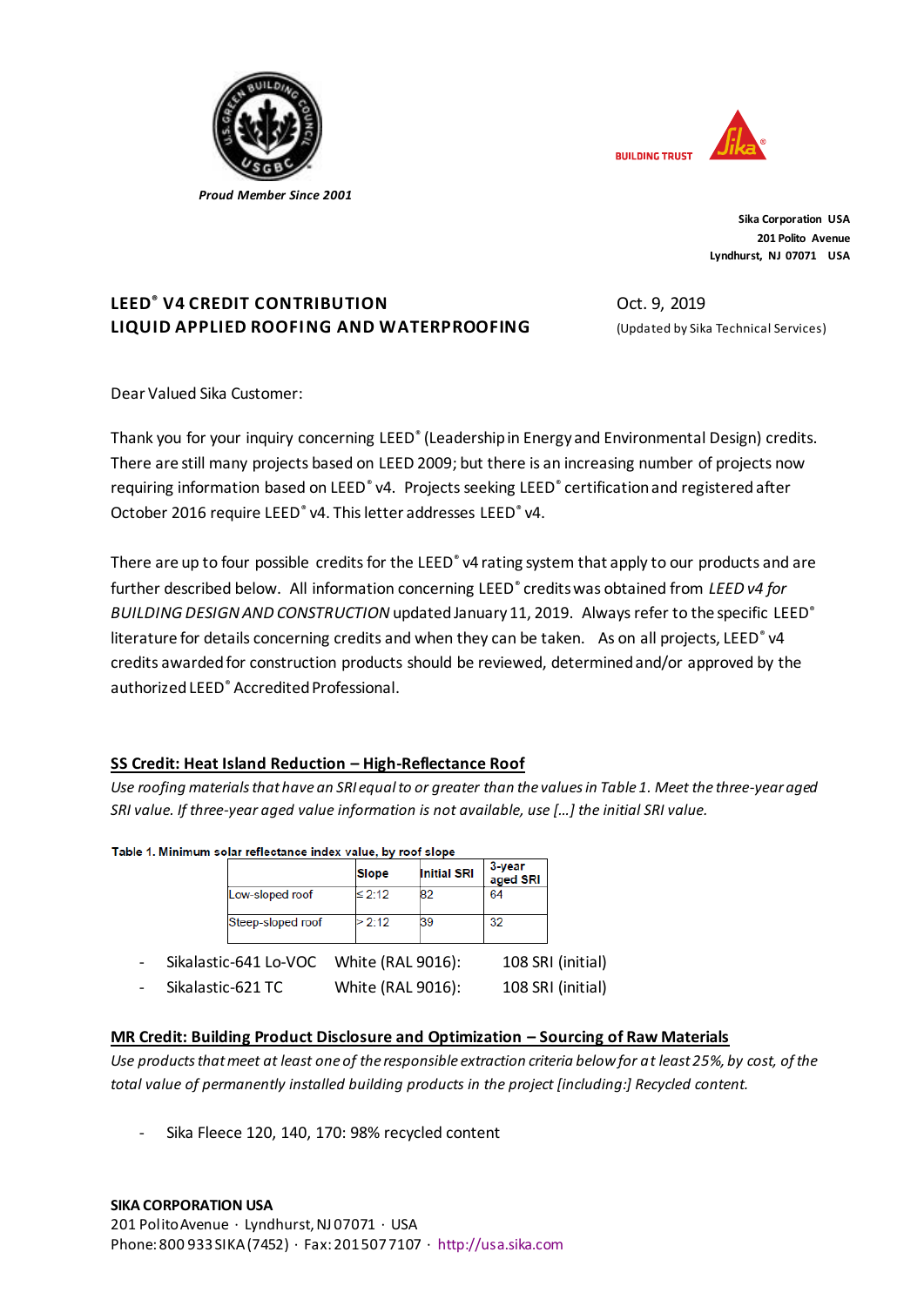Proud Member Since 2001

BUILDING TRUST

**Sika Corporation USA**
**201 Polito Avenue**
**Lyndhurst, NJ 07071 USA**

**LEED® V4 CREDIT CONTRIBUTION**
**LIQUID APPLIED ROOFING AND WATERPROOFING**

Oct. 9, 2019
(Updated by Sika Technical Services)

Dear Valued Sika Customer:

Thank you for your inquiry concerning LEED® (Leadership in Energy and Environmental Design) credits. There are still many projects based on LEED 2009; but there is an increasing number of projects now requiring information based on LEED® v4. Projects seeking LEED® certification and registered after October 2016 require LEED® v4. This letter addresses LEED® v4.

There are up to four possible credits for the LEED® v4 rating system that apply to our products and are further described below. All information concerning LEED® credits was obtained from *LEED v4 for BUILDING DESIGN AND CONSTRUCTION* updated January 11, 2019. Always refer to the specific LEED® literature for details concerning credits and when they can be taken. As on all projects, LEED® v4 credits awarded for construction products should be reviewed, determined and/or approved by the authorized LEED® Accredited Professional.

## SS Credit: Heat Island Reduction – High-Reflectance Roof

*Use roofing materials that have an SRI equal to or greater than the values in Table 1. Meet the three-year aged SRI value. If three-year aged value information is not available, use […] the initial SRI value.*

**Table 1. Minimum solar reflectance index value, by roof slope**

| | Slope | Initial SRI | 3-year aged SRI |
|---|---|---|---|
| Low-sloped roof | ≤ 2:12 | 82 | 64 |
| Steep-sloped roof | > 2:12 | 39 | 32 |

- Sikalastic-641 Lo-VOC White (RAL 9016): 108 SRI (initial)
- Sikalastic-621 TC White (RAL 9016): 108 SRI (initial)

## MR Credit: Building Product Disclosure and Optimization – Sourcing of Raw Materials

*Use products that meet at least one of the responsible extraction criteria below for at least 25%, by cost, of the total value of permanently installed building products in the project [including:] Recycled content.*

- Sika Fleece 120, 140, 170: 98% recycled content

**SIKA CORPORATION USA**
201 Polito Avenue · Lyndhurst, NJ 07071 · USA
Phone: 800 933 SIKA (7452) · Fax: 201 507 7107 · http://usa.sika.com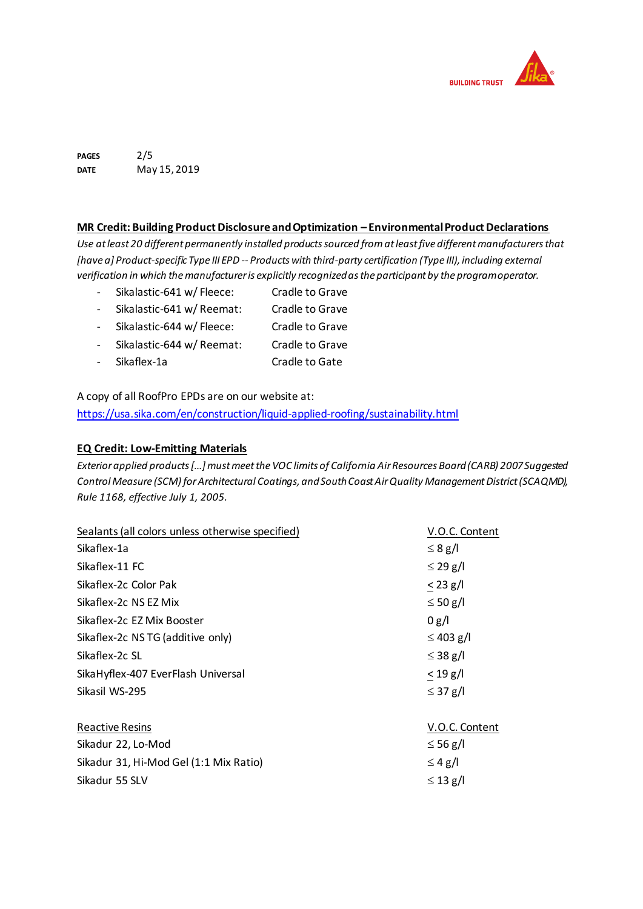PAGES 2/5
DATE May 15, 2019

**MR Credit: Building Product Disclosure and Optimization – Environmental Product Declarations**

*Use at least 20 different permanently installed products sourced from at least five different manufacturers that [have a] Product-specific Type III EPD -- Products with third-party certification (Type III), including external verification in which the manufacturer is explicitly recognized as the participant by the program operator.*

- Sikalastic-641 w/ Fleece: Cradle to Grave
- Sikalastic-641 w/ Reemat: Cradle to Grave
- Sikalastic-644 w/ Fleece: Cradle to Grave
- Sikalastic-644 w/ Reemat: Cradle to Grave
- Sikaflex-1a Cradle to Gate

A copy of all RoofPro EPDs are on our website at:
https://usa.sika.com/en/construction/liquid-applied-roofing/sustainability.html

**EQ Credit: Low-Emitting Materials**

*Exterior applied products […] must meet the VOC limits of California Air Resources Board (CARB) 2007 Suggested Control Measure (SCM) for Architectural Coatings, and South Coast Air Quality Management District (SCAQMD), Rule 1168, effective July 1, 2005.*

| Sealants (all colors unless otherwise specified) | V.O.C. Content |
|---|---|
| Sikaflex-1a | ≤ 8 g/l |
| Sikaflex-11 FC | ≤ 29 g/l |
| Sikaflex-2c Color Pak | ≤ 23 g/l |
| Sikaflex-2c NS EZ Mix | ≤ 50 g/l |
| Sikaflex-2c EZ Mix Booster | 0 g/l |
| Sikaflex-2c NS TG (additive only) | ≤ 403 g/l |
| Sikaflex-2c SL | ≤ 38 g/l |
| SikaHyflex-407 EverFlash Universal | ≤ 19 g/l |
| Sikasil WS-295 | ≤ 37 g/l |

| Reactive Resins | V.O.C. Content |
|---|---|
| Sikadur 22, Lo-Mod | ≤ 56 g/l |
| Sikadur 31, Hi-Mod Gel (1:1 Mix Ratio) | ≤ 4 g/l |
| Sikadur 55 SLV | ≤ 13 g/l |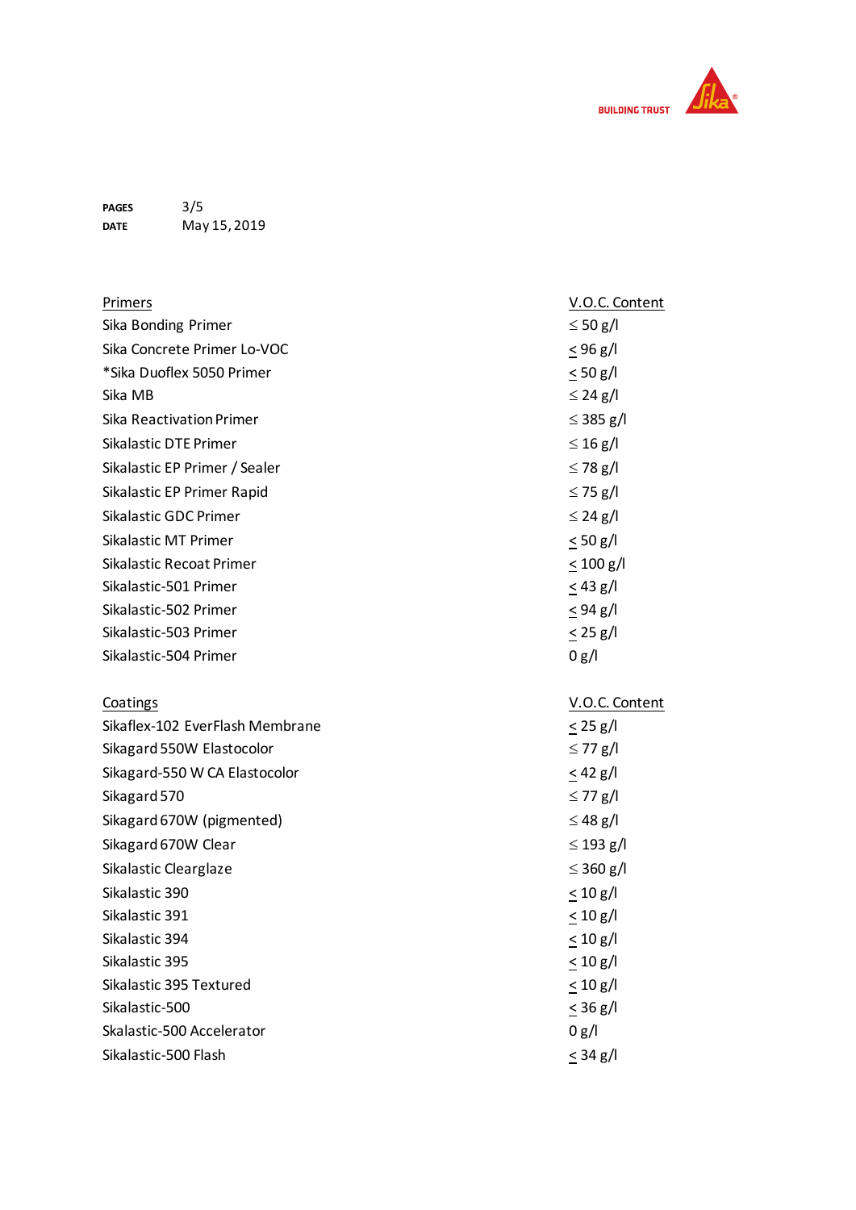PAGES 3/5
DATE May 15, 2019

| Primers | V.O.C. Content |
|---|---|
| Sika Bonding Primer | ≤ 50 g/l |
| Sika Concrete Primer Lo-VOC | ≤ 96 g/l |
| *Sika Duoflex 5050 Primer | ≤ 50 g/l |
| Sika MB | ≤ 24 g/l |
| Sika Reactivation Primer | ≤ 385 g/l |
| Sikalastic DTE Primer | ≤ 16 g/l |
| Sikalastic EP Primer / Sealer | ≤ 78 g/l |
| Sikalastic EP Primer Rapid | ≤ 75 g/l |
| Sikalastic GDC Primer | ≤ 24 g/l |
| Sikalastic MT Primer | ≤ 50 g/l |
| Sikalastic Recoat Primer | ≤ 100 g/l |
| Sikalastic-501 Primer | ≤ 43 g/l |
| Sikalastic-502 Primer | ≤ 94 g/l |
| Sikalastic-503 Primer | ≤ 25 g/l |
| Sikalastic-504 Primer | 0 g/l |

| Coatings | V.O.C. Content |
|---|---|
| Sikaflex-102 EverFlash Membrane | ≤ 25 g/l |
| Sikagard 550W Elastocolor | ≤ 77 g/l |
| Sikagard-550 W CA Elastocolor | ≤ 42 g/l |
| Sikagard 570 | ≤ 77 g/l |
| Sikagard 670W (pigmented) | ≤ 48 g/l |
| Sikagard 670W Clear | ≤ 193 g/l |
| Sikalastic Clearglaze | ≤ 360 g/l |
| Sikalastic 390 | ≤ 10 g/l |
| Sikalastic 391 | ≤ 10 g/l |
| Sikalastic 394 | ≤ 10 g/l |
| Sikalastic 395 | ≤ 10 g/l |
| Sikalastic 395 Textured | ≤ 10 g/l |
| Sikalastic-500 | ≤ 36 g/l |
| Skalastic-500 Accelerator | 0 g/l |
| Sikalastic-500 Flash | ≤ 34 g/l |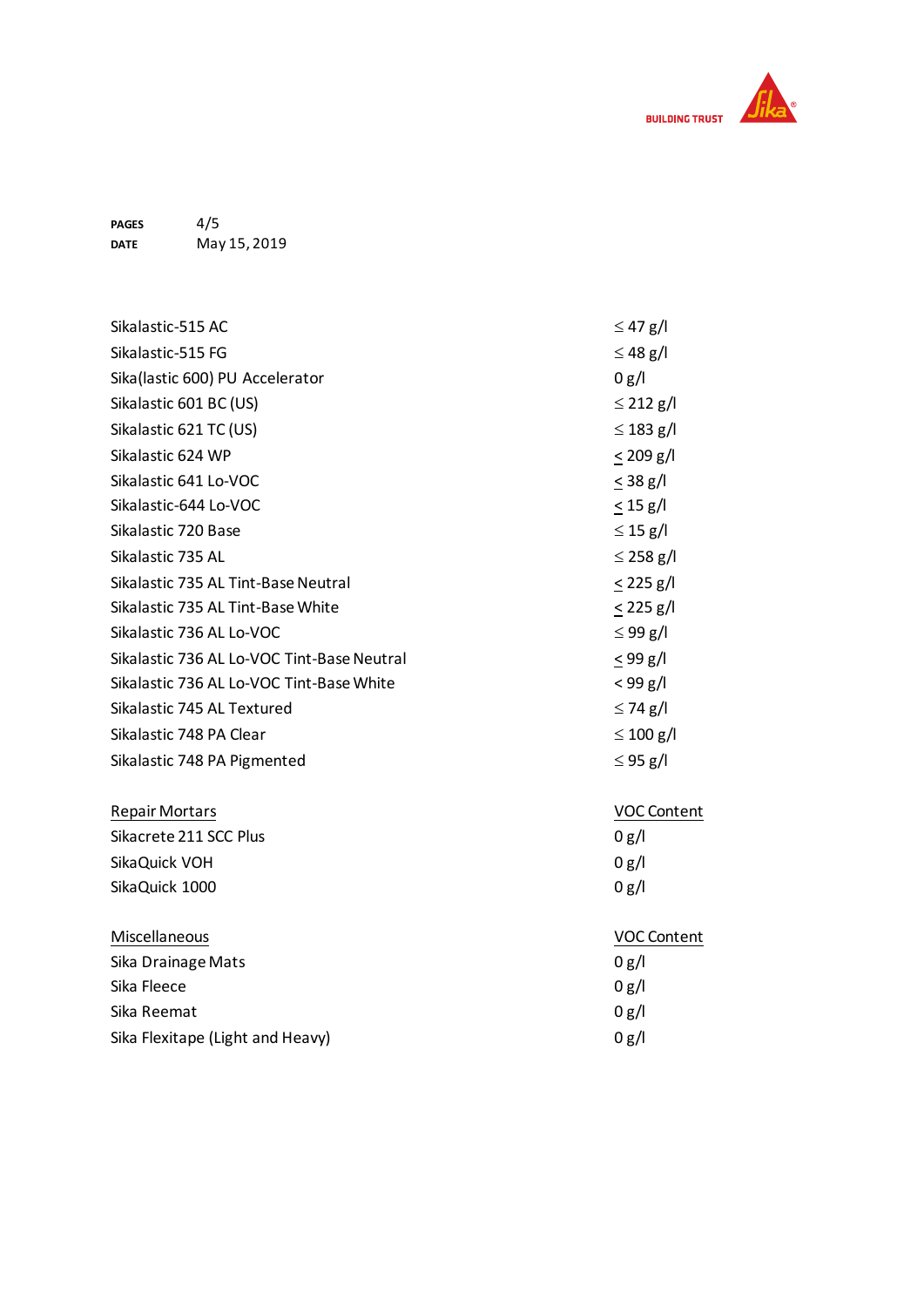| | |
|---|---|
| Sikalastic-515 AC | ≤ 47 g/l |
| Sikalastic-515 FG | ≤ 48 g/l |
| Sika(lastic 600) PU Accelerator | 0 g/l |
| Sikalastic 601 BC (US) | ≤ 212 g/l |
| Sikalastic 621 TC (US) | ≤ 183 g/l |
| Sikalastic 624 WP | ≤ 209 g/l |
| Sikalastic 641 Lo-VOC | ≤ 38 g/l |
| Sikalastic-644 Lo-VOC | ≤ 15 g/l |
| Sikalastic 720 Base | ≤ 15 g/l |
| Sikalastic 735 AL | ≤ 258 g/l |
| Sikalastic 735 AL Tint-Base Neutral | ≤ 225 g/l |
| Sikalastic 735 AL Tint-Base White | ≤ 225 g/l |
| Sikalastic 736 AL Lo-VOC | ≤ 99 g/l |
| Sikalastic 736 AL Lo-VOC Tint-Base Neutral | ≤ 99 g/l |
| Sikalastic 736 AL Lo-VOC Tint-Base White | < 99 g/l |
| Sikalastic 745 AL Textured | ≤ 74 g/l |
| Sikalastic 748 PA Clear | ≤ 100 g/l |
| Sikalastic 748 PA Pigmented | ≤ 95 g/l |

| Repair Mortars | VOC Content |
|---|---|
| Sikacrete 211 SCC Plus | 0 g/l |
| SikaQuick VOH | 0 g/l |
| SikaQuick 1000 | 0 g/l |

| Miscellaneous | VOC Content |
|---|---|
| Sika Drainage Mats | 0 g/l |
| Sika Fleece | 0 g/l |
| Sika Reemat | 0 g/l |
| Sika Flexitape (Light and Heavy) | 0 g/l |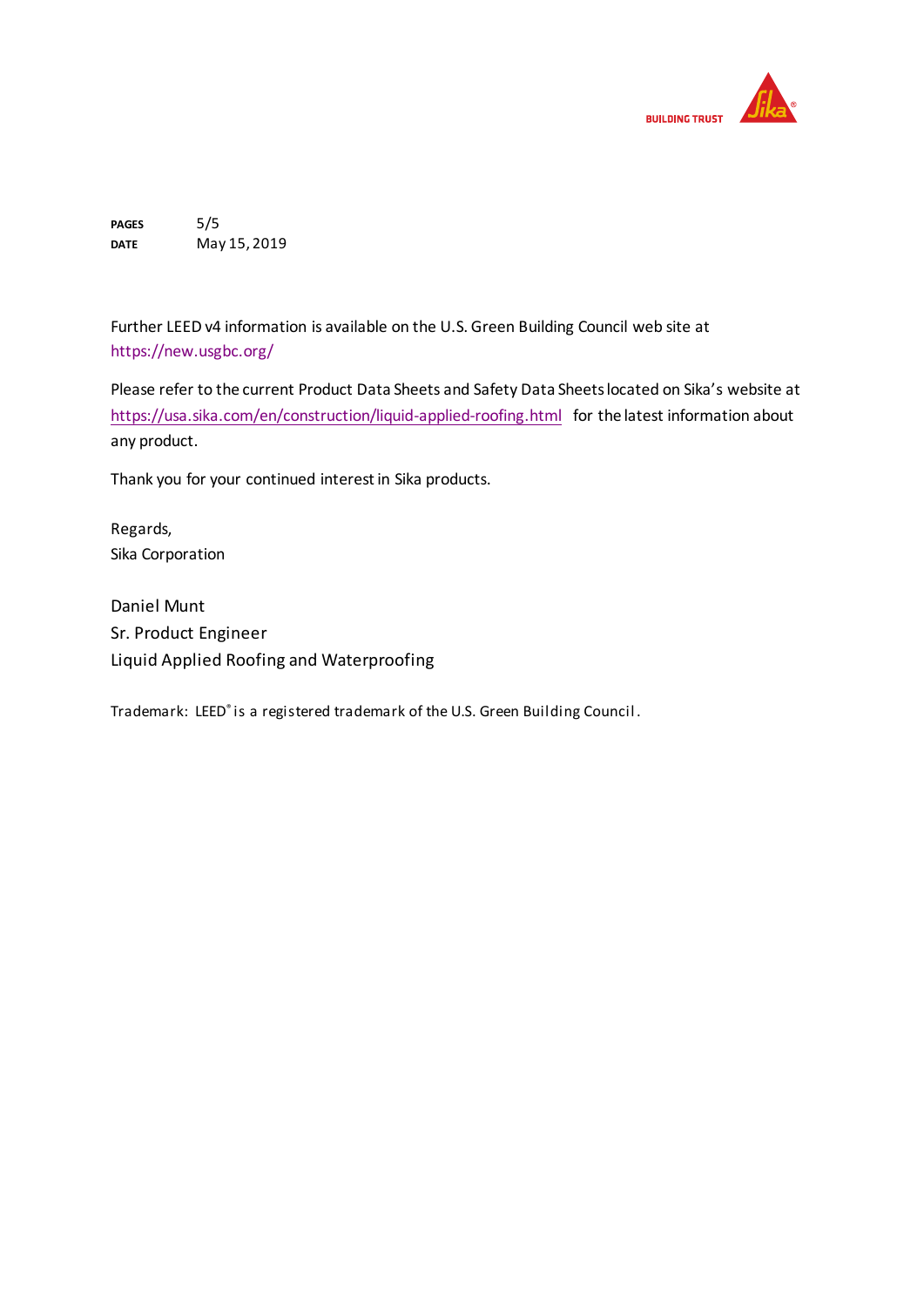Further LEED v4 information is available on the U.S. Green Building Council web site at https://new.usgbc.org/

Please refer to the current Product Data Sheets and Safety Data Sheets located on Sika's website at https://usa.sika.com/en/construction/liquid-applied-roofing.html for the latest information about any product.

Thank you for your continued interest in Sika products.

Regards,
Sika Corporation

Daniel Munt
Sr. Product Engineer
Liquid Applied Roofing and Waterproofing

Trademark: LEED® is a registered trademark of the U.S. Green Building Council.